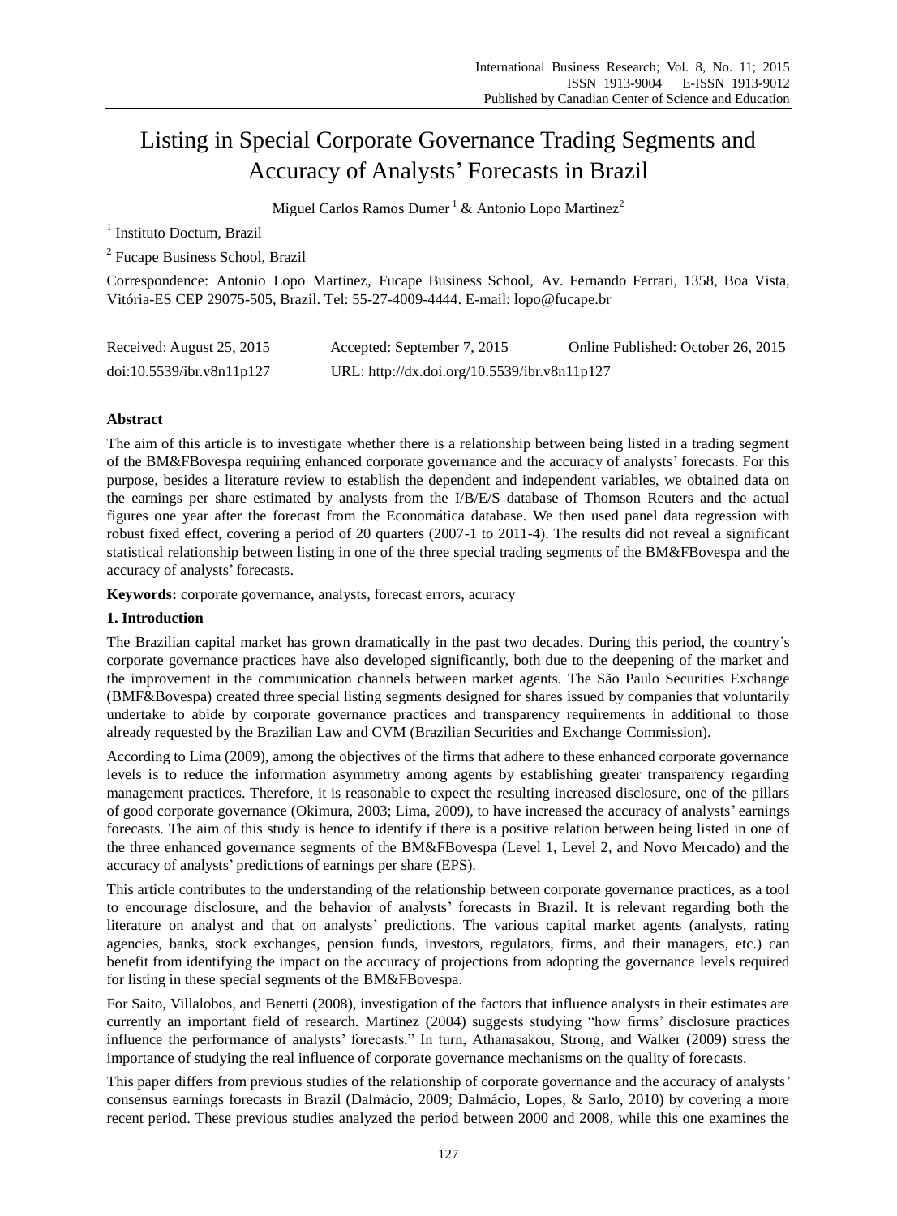# Listing in Special Corporate Governance Trading Segments and Accuracy of Analysts' Forecasts in Brazil

Miguel Carlos Ramos Dumer[1] & Antonio Lopo Martinez[2]

[1] Instituto Doctum, Brazil

[2] Fucape Business School, Brazil

Correspondence: Antonio Lopo Martinez, Fucape Business School, Av. Fernando Ferrari, 1358, Boa Vista, Vitória-ES CEP 29075-505, Brazil. Tel: 55-27-4009-4444. E-mail: lopo@fucape.br

| Received: August 25, 2015 | Accepted: September 7, 2015 | Online Published: October 26, 2015 |
|---|---|---|
| doi:10.5539/ibr.v8n11p127 | URL: http://dx.doi.org/10.5539/ibr.v8n11p127 | |

**Abstract**

The aim of this article is to investigate whether there is a relationship between being listed in a trading segment of the BM&FBovespa requiring enhanced corporate governance and the accuracy of analysts' forecasts. For this purpose, besides a literature review to establish the dependent and independent variables, we obtained data on the earnings per share estimated by analysts from the I/B/E/S database of Thomson Reuters and the actual figures one year after the forecast from the Economática database. We then used panel data regression with robust fixed effect, covering a period of 20 quarters (2007-1 to 2011-4). The results did not reveal a significant statistical relationship between listing in one of the three special trading segments of the BM&FBovespa and the accuracy of analysts' forecasts.

**Keywords:** corporate governance, analysts, forecast errors, acuracy

## 1. Introduction

The Brazilian capital market has grown dramatically in the past two decades. During this period, the country's corporate governance practices have also developed significantly, both due to the deepening of the market and the improvement in the communication channels between market agents. The São Paulo Securities Exchange (BMF&Bovespa) created three special listing segments designed for shares issued by companies that voluntarily undertake to abide by corporate governance practices and transparency requirements in additional to those already requested by the Brazilian Law and CVM (Brazilian Securities and Exchange Commission).

According to Lima (2009), among the objectives of the firms that adhere to these enhanced corporate governance levels is to reduce the information asymmetry among agents by establishing greater transparency regarding management practices. Therefore, it is reasonable to expect the resulting increased disclosure, one of the pillars of good corporate governance (Okimura, 2003; Lima, 2009), to have increased the accuracy of analysts' earnings forecasts. The aim of this study is hence to identify if there is a positive relation between being listed in one of the three enhanced governance segments of the BM&FBovespa (Level 1, Level 2, and Novo Mercado) and the accuracy of analysts' predictions of earnings per share (EPS).

This article contributes to the understanding of the relationship between corporate governance practices, as a tool to encourage disclosure, and the behavior of analysts' forecasts in Brazil. It is relevant regarding both the literature on analyst and that on analysts' predictions. The various capital market agents (analysts, rating agencies, banks, stock exchanges, pension funds, investors, regulators, firms, and their managers, etc.) can benefit from identifying the impact on the accuracy of projections from adopting the governance levels required for listing in these special segments of the BM&FBovespa.

For Saito, Villalobos, and Benetti (2008), investigation of the factors that influence analysts in their estimates are currently an important field of research. Martinez (2004) suggests studying "how firms' disclosure practices influence the performance of analysts' forecasts." In turn, Athanasakou, Strong, and Walker (2009) stress the importance of studying the real influence of corporate governance mechanisms on the quality of forecasts.

This paper differs from previous studies of the relationship of corporate governance and the accuracy of analysts' consensus earnings forecasts in Brazil (Dalmácio, 2009; Dalmácio, Lopes, & Sarlo, 2010) by covering a more recent period. These previous studies analyzed the period between 2000 and 2008, while this one examines the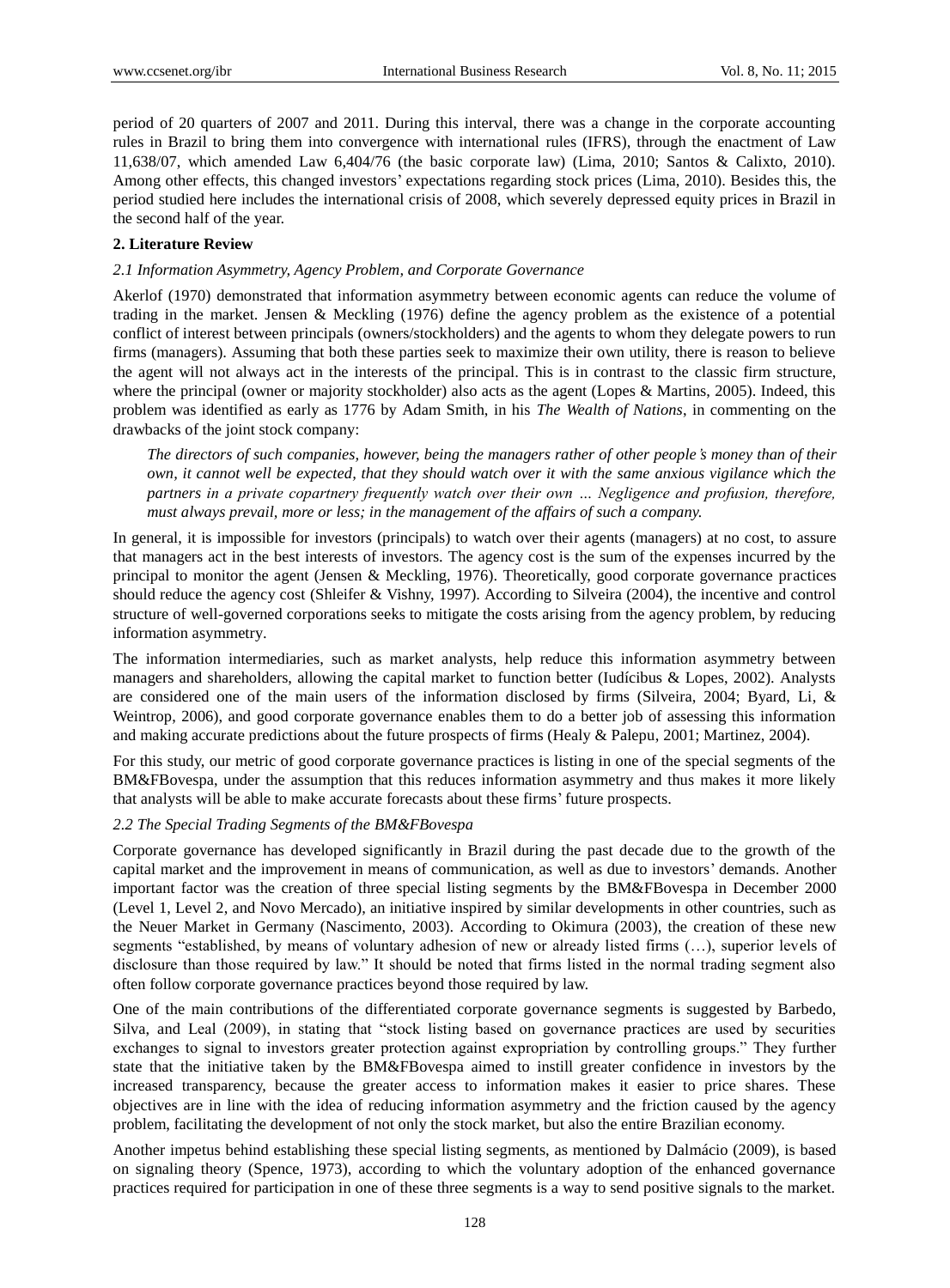period of 20 quarters of 2007 and 2011. During this interval, there was a change in the corporate accounting rules in Brazil to bring them into convergence with international rules (IFRS), through the enactment of Law 11,638/07, which amended Law 6,404/76 (the basic corporate law) (Lima, 2010; Santos & Calixto, 2010). Among other effects, this changed investors' expectations regarding stock prices (Lima, 2010). Besides this, the period studied here includes the international crisis of 2008, which severely depressed equity prices in Brazil in the second half of the year.

## 2. Literature Review

### *2.1 Information Asymmetry, Agency Problem, and Corporate Governance*

Akerlof (1970) demonstrated that information asymmetry between economic agents can reduce the volume of trading in the market. Jensen & Meckling (1976) define the agency problem as the existence of a potential conflict of interest between principals (owners/stockholders) and the agents to whom they delegate powers to run firms (managers). Assuming that both these parties seek to maximize their own utility, there is reason to believe the agent will not always act in the interests of the principal. This is in contrast to the classic firm structure, where the principal (owner or majority stockholder) also acts as the agent (Lopes & Martins, 2005). Indeed, this problem was identified as early as 1776 by Adam Smith, in his *The Wealth of Nations*, in commenting on the drawbacks of the joint stock company:

> *The directors of such companies, however, being the managers rather of other people's money than of their own, it cannot well be expected, that they should watch over it with the same anxious vigilance which the partners in a private copartnery frequently watch over their own … Negligence and profusion, therefore, must always prevail, more or less; in the management of the affairs of such a company.*

In general, it is impossible for investors (principals) to watch over their agents (managers) at no cost, to assure that managers act in the best interests of investors. The agency cost is the sum of the expenses incurred by the principal to monitor the agent (Jensen & Meckling, 1976). Theoretically, good corporate governance practices should reduce the agency cost (Shleifer & Vishny, 1997). According to Silveira (2004), the incentive and control structure of well-governed corporations seeks to mitigate the costs arising from the agency problem, by reducing information asymmetry.

The information intermediaries, such as market analysts, help reduce this information asymmetry between managers and shareholders, allowing the capital market to function better (Iudícibus & Lopes, 2002). Analysts are considered one of the main users of the information disclosed by firms (Silveira, 2004; Byard, Li, & Weintrop, 2006), and good corporate governance enables them to do a better job of assessing this information and making accurate predictions about the future prospects of firms (Healy & Palepu, 2001; Martinez, 2004).

For this study, our metric of good corporate governance practices is listing in one of the special segments of the BM&FBovespa, under the assumption that this reduces information asymmetry and thus makes it more likely that analysts will be able to make accurate forecasts about these firms' future prospects.

### *2.2 The Special Trading Segments of the BM&FBovespa*

Corporate governance has developed significantly in Brazil during the past decade due to the growth of the capital market and the improvement in means of communication, as well as due to investors' demands. Another important factor was the creation of three special listing segments by the BM&FBovespa in December 2000 (Level 1, Level 2, and Novo Mercado), an initiative inspired by similar developments in other countries, such as the Neuer Market in Germany (Nascimento, 2003). According to Okimura (2003), the creation of these new segments "established, by means of voluntary adhesion of new or already listed firms (…), superior levels of disclosure than those required by law." It should be noted that firms listed in the normal trading segment also often follow corporate governance practices beyond those required by law.

One of the main contributions of the differentiated corporate governance segments is suggested by Barbedo, Silva, and Leal (2009), in stating that "stock listing based on governance practices are used by securities exchanges to signal to investors greater protection against expropriation by controlling groups." They further state that the initiative taken by the BM&FBovespa aimed to instill greater confidence in investors by the increased transparency, because the greater access to information makes it easier to price shares. These objectives are in line with the idea of reducing information asymmetry and the friction caused by the agency problem, facilitating the development of not only the stock market, but also the entire Brazilian economy.

Another impetus behind establishing these special listing segments, as mentioned by Dalmácio (2009), is based on signaling theory (Spence, 1973), according to which the voluntary adoption of the enhanced governance practices required for participation in one of these three segments is a way to send positive signals to the market.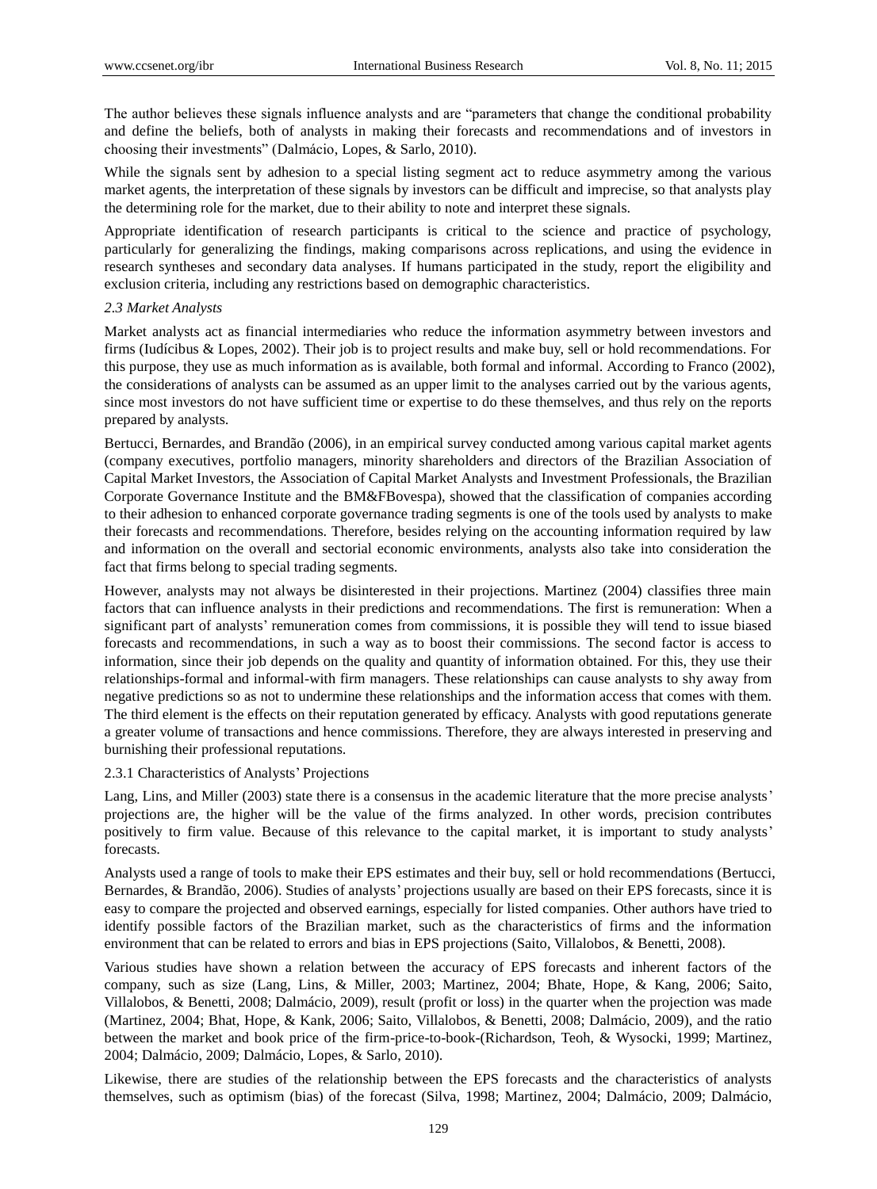The author believes these signals influence analysts and are "parameters that change the conditional probability and define the beliefs, both of analysts in making their forecasts and recommendations and of investors in choosing their investments" (Dalmácio, Lopes, & Sarlo, 2010).

While the signals sent by adhesion to a special listing segment act to reduce asymmetry among the various market agents, the interpretation of these signals by investors can be difficult and imprecise, so that analysts play the determining role for the market, due to their ability to note and interpret these signals.

Appropriate identification of research participants is critical to the science and practice of psychology, particularly for generalizing the findings, making comparisons across replications, and using the evidence in research syntheses and secondary data analyses. If humans participated in the study, report the eligibility and exclusion criteria, including any restrictions based on demographic characteristics.

### *2.3 Market Analysts*

Market analysts act as financial intermediaries who reduce the information asymmetry between investors and firms (Iudícibus & Lopes, 2002). Their job is to project results and make buy, sell or hold recommendations. For this purpose, they use as much information as is available, both formal and informal. According to Franco (2002), the considerations of analysts can be assumed as an upper limit to the analyses carried out by the various agents, since most investors do not have sufficient time or expertise to do these themselves, and thus rely on the reports prepared by analysts.

Bertucci, Bernardes, and Brandão (2006), in an empirical survey conducted among various capital market agents (company executives, portfolio managers, minority shareholders and directors of the Brazilian Association of Capital Market Investors, the Association of Capital Market Analysts and Investment Professionals, the Brazilian Corporate Governance Institute and the BM&FBovespa), showed that the classification of companies according to their adhesion to enhanced corporate governance trading segments is one of the tools used by analysts to make their forecasts and recommendations. Therefore, besides relying on the accounting information required by law and information on the overall and sectorial economic environments, analysts also take into consideration the fact that firms belong to special trading segments.

However, analysts may not always be disinterested in their projections. Martinez (2004) classifies three main factors that can influence analysts in their predictions and recommendations. The first is remuneration: When a significant part of analysts' remuneration comes from commissions, it is possible they will tend to issue biased forecasts and recommendations, in such a way as to boost their commissions. The second factor is access to information, since their job depends on the quality and quantity of information obtained. For this, they use their relationships-formal and informal-with firm managers. These relationships can cause analysts to shy away from negative predictions so as not to undermine these relationships and the information access that comes with them. The third element is the effects on their reputation generated by efficacy. Analysts with good reputations generate a greater volume of transactions and hence commissions. Therefore, they are always interested in preserving and burnishing their professional reputations.

#### 2.3.1 Characteristics of Analysts' Projections

Lang, Lins, and Miller (2003) state there is a consensus in the academic literature that the more precise analysts' projections are, the higher will be the value of the firms analyzed. In other words, precision contributes positively to firm value. Because of this relevance to the capital market, it is important to study analysts' forecasts.

Analysts used a range of tools to make their EPS estimates and their buy, sell or hold recommendations (Bertucci, Bernardes, & Brandão, 2006). Studies of analysts' projections usually are based on their EPS forecasts, since it is easy to compare the projected and observed earnings, especially for listed companies. Other authors have tried to identify possible factors of the Brazilian market, such as the characteristics of firms and the information environment that can be related to errors and bias in EPS projections (Saito, Villalobos, & Benetti, 2008).

Various studies have shown a relation between the accuracy of EPS forecasts and inherent factors of the company, such as size (Lang, Lins, & Miller, 2003; Martinez, 2004; Bhate, Hope, & Kang, 2006; Saito, Villalobos, & Benetti, 2008; Dalmácio, 2009), result (profit or loss) in the quarter when the projection was made (Martinez, 2004; Bhat, Hope, & Kank, 2006; Saito, Villalobos, & Benetti, 2008; Dalmácio, 2009), and the ratio between the market and book price of the firm-price-to-book-(Richardson, Teoh, & Wysocki, 1999; Martinez, 2004; Dalmácio, 2009; Dalmácio, Lopes, & Sarlo, 2010).

Likewise, there are studies of the relationship between the EPS forecasts and the characteristics of analysts themselves, such as optimism (bias) of the forecast (Silva, 1998; Martinez, 2004; Dalmácio, 2009; Dalmácio,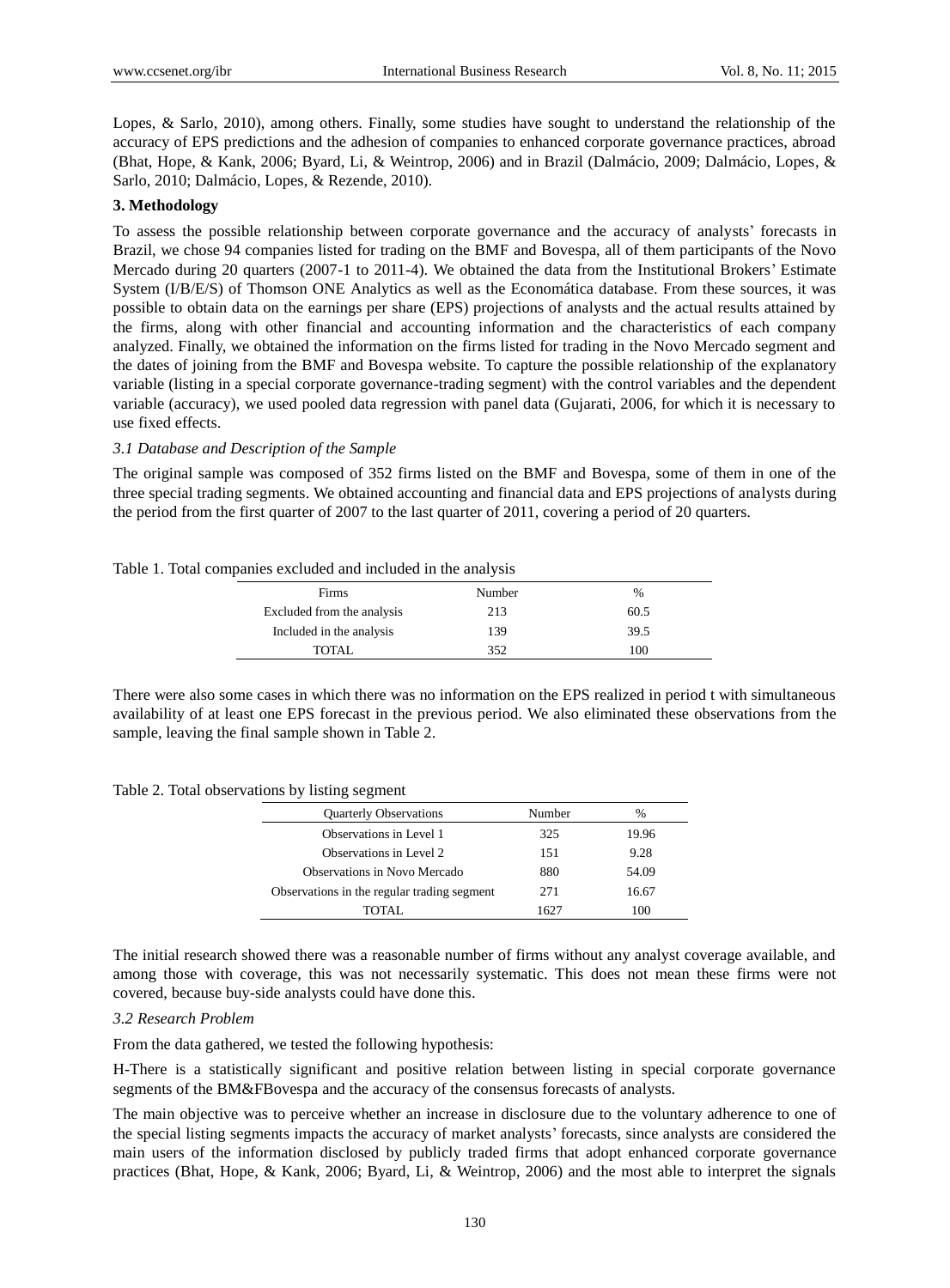Lopes, & Sarlo, 2010), among others. Finally, some studies have sought to understand the relationship of the accuracy of EPS predictions and the adhesion of companies to enhanced corporate governance practices, abroad (Bhat, Hope, & Kank, 2006; Byard, Li, & Weintrop, 2006) and in Brazil (Dalmácio, 2009; Dalmácio, Lopes, & Sarlo, 2010; Dalmácio, Lopes, & Rezende, 2010).

## 3. Methodology

To assess the possible relationship between corporate governance and the accuracy of analysts' forecasts in Brazil, we chose 94 companies listed for trading on the BMF and Bovespa, all of them participants of the Novo Mercado during 20 quarters (2007-1 to 2011-4). We obtained the data from the Institutional Brokers' Estimate System (I/B/E/S) of Thomson ONE Analytics as well as the Economática database. From these sources, it was possible to obtain data on the earnings per share (EPS) projections of analysts and the actual results attained by the firms, along with other financial and accounting information and the characteristics of each company analyzed. Finally, we obtained the information on the firms listed for trading in the Novo Mercado segment and the dates of joining from the BMF and Bovespa website. To capture the possible relationship of the explanatory variable (listing in a special corporate governance-trading segment) with the control variables and the dependent variable (accuracy), we used pooled data regression with panel data (Gujarati, 2006, for which it is necessary to use fixed effects.

### *3.1 Database and Description of the Sample*

The original sample was composed of 352 firms listed on the BMF and Bovespa, some of them in one of the three special trading segments. We obtained accounting and financial data and EPS projections of analysts during the period from the first quarter of 2007 to the last quarter of 2011, covering a period of 20 quarters.

Table 1. Total companies excluded and included in the analysis

| Firms | Number | % |
|---|---|---|
| Excluded from the analysis | 213 | 60.5 |
| Included in the analysis | 139 | 39.5 |
| TOTAL | 352 | 100 |

There were also some cases in which there was no information on the EPS realized in period t with simultaneous availability of at least one EPS forecast in the previous period. We also eliminated these observations from the sample, leaving the final sample shown in Table 2.

Table 2. Total observations by listing segment

| Quarterly Observations | Number | % |
|---|---|---|
| Observations in Level 1 | 325 | 19.96 |
| Observations in Level 2 | 151 | 9.28 |
| Observations in Novo Mercado | 880 | 54.09 |
| Observations in the regular trading segment | 271 | 16.67 |
| TOTAL | 1627 | 100 |

The initial research showed there was a reasonable number of firms without any analyst coverage available, and among those with coverage, this was not necessarily systematic. This does not mean these firms were not covered, because buy-side analysts could have done this.

### *3.2 Research Problem*

From the data gathered, we tested the following hypothesis:

H-There is a statistically significant and positive relation between listing in special corporate governance segments of the BM&FBovespa and the accuracy of the consensus forecasts of analysts.

The main objective was to perceive whether an increase in disclosure due to the voluntary adherence to one of the special listing segments impacts the accuracy of market analysts' forecasts, since analysts are considered the main users of the information disclosed by publicly traded firms that adopt enhanced corporate governance practices (Bhat, Hope, & Kank, 2006; Byard, Li, & Weintrop, 2006) and the most able to interpret the signals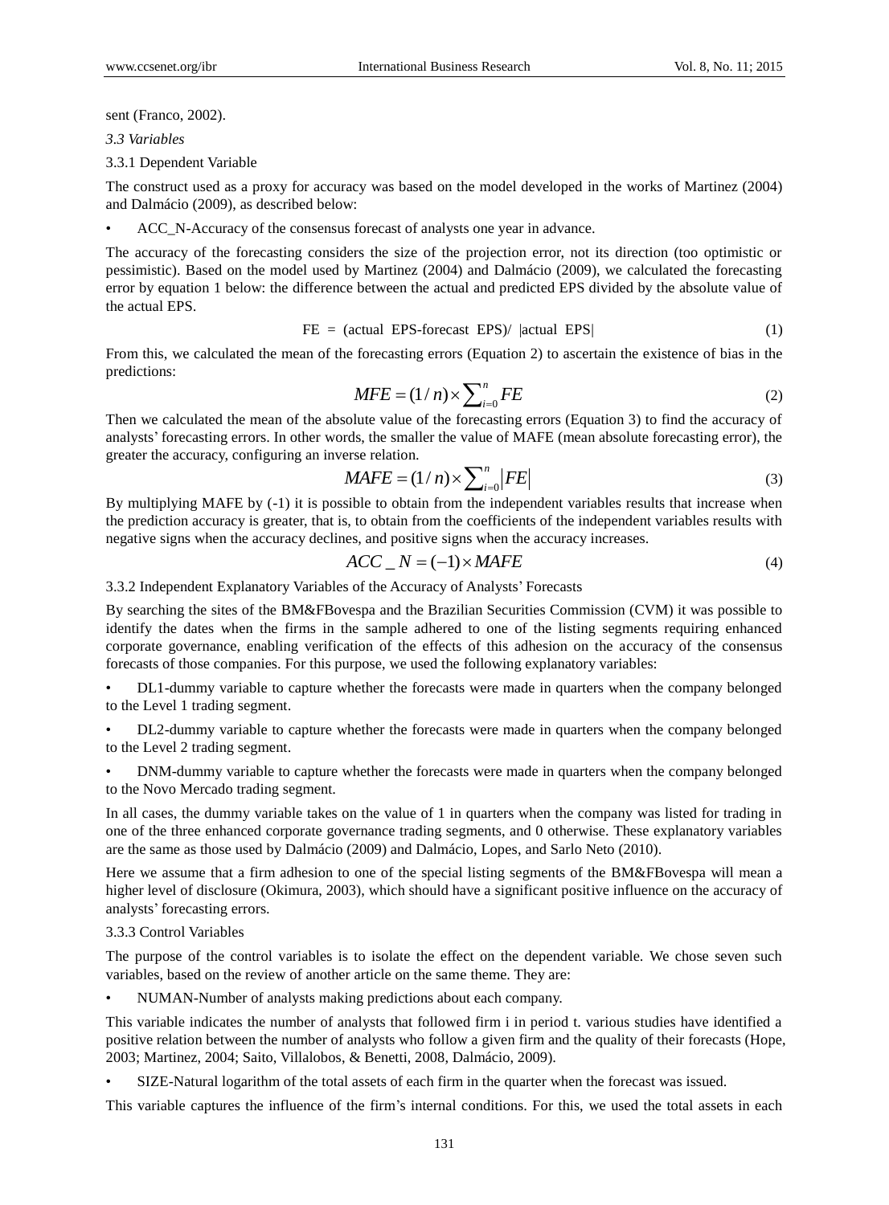sent (Franco, 2002).

### *3.3 Variables*

#### 3.3.1 Dependent Variable

The construct used as a proxy for accuracy was based on the model developed in the works of Martinez (2004) and Dalmácio (2009), as described below:

- ACC_N-Accuracy of the consensus forecast of analysts one year in advance.

The accuracy of the forecasting considers the size of the projection error, not its direction (too optimistic or pessimistic). Based on the model used by Martinez (2004) and Dalmácio (2009), we calculated the forecasting error by equation 1 below: the difference between the actual and predicted EPS divided by the absolute value of the actual EPS.

$$FE = (\text{actual EPS} - \text{forecast EPS}) / |\text{actual EPS}| \tag{1}$$

From this, we calculated the mean of the forecasting errors (Equation 2) to ascertain the existence of bias in the predictions:

$$MFE = (1/n) \times \sum_{i=0}^{n} FE \tag{2}$$

Then we calculated the mean of the absolute value of the forecasting errors (Equation 3) to find the accuracy of analysts' forecasting errors. In other words, the smaller the value of MAFE (mean absolute forecasting error), the greater the accuracy, configuring an inverse relation.

$$MAFE = (1/n) \times \sum_{i=0}^{n} |FE| \tag{3}$$

By multiplying MAFE by (-1) it is possible to obtain from the independent variables results that increase when the prediction accuracy is greater, that is, to obtain from the coefficients of the independent variables results with negative signs when the accuracy declines, and positive signs when the accuracy increases.

$$ACC\_N = (-1) \times MAFE \tag{4}$$

#### 3.3.2 Independent Explanatory Variables of the Accuracy of Analysts' Forecasts

By searching the sites of the BM&FBovespa and the Brazilian Securities Commission (CVM) it was possible to identify the dates when the firms in the sample adhered to one of the listing segments requiring enhanced corporate governance, enabling verification of the effects of this adhesion on the accuracy of the consensus forecasts of those companies. For this purpose, we used the following explanatory variables:

- DL1-dummy variable to capture whether the forecasts were made in quarters when the company belonged to the Level 1 trading segment.
- DL2-dummy variable to capture whether the forecasts were made in quarters when the company belonged to the Level 2 trading segment.
- DNM-dummy variable to capture whether the forecasts were made in quarters when the company belonged to the Novo Mercado trading segment.

In all cases, the dummy variable takes on the value of 1 in quarters when the company was listed for trading in one of the three enhanced corporate governance trading segments, and 0 otherwise. These explanatory variables are the same as those used by Dalmácio (2009) and Dalmácio, Lopes, and Sarlo Neto (2010).

Here we assume that a firm adhesion to one of the special listing segments of the BM&FBovespa will mean a higher level of disclosure (Okimura, 2003), which should have a significant positive influence on the accuracy of analysts' forecasting errors.

#### 3.3.3 Control Variables

The purpose of the control variables is to isolate the effect on the dependent variable. We chose seven such variables, based on the review of another article on the same theme. They are:

- NUMAN-Number of analysts making predictions about each company.

This variable indicates the number of analysts that followed firm i in period t. various studies have identified a positive relation between the number of analysts who follow a given firm and the quality of their forecasts (Hope, 2003; Martinez, 2004; Saito, Villalobos, & Benetti, 2008, Dalmácio, 2009).

- SIZE-Natural logarithm of the total assets of each firm in the quarter when the forecast was issued.

This variable captures the influence of the firm's internal conditions. For this, we used the total assets in each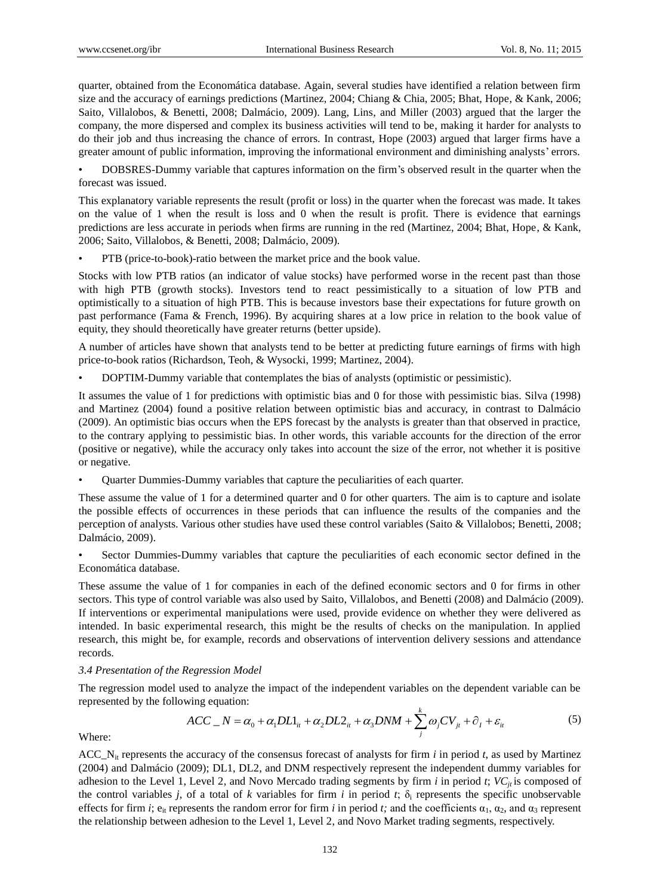quarter, obtained from the Economática database. Again, several studies have identified a relation between firm size and the accuracy of earnings predictions (Martinez, 2004; Chiang & Chia, 2005; Bhat, Hope, & Kank, 2006; Saito, Villalobos, & Benetti, 2008; Dalmácio, 2009). Lang, Lins, and Miller (2003) argued that the larger the company, the more dispersed and complex its business activities will tend to be, making it harder for analysts to do their job and thus increasing the chance of errors. In contrast, Hope (2003) argued that larger firms have a greater amount of public information, improving the informational environment and diminishing analysts' errors.

- DOBSRES-Dummy variable that captures information on the firm's observed result in the quarter when the forecast was issued.

This explanatory variable represents the result (profit or loss) in the quarter when the forecast was made. It takes on the value of 1 when the result is loss and 0 when the result is profit. There is evidence that earnings predictions are less accurate in periods when firms are running in the red (Martinez, 2004; Bhat, Hope, & Kank, 2006; Saito, Villalobos, & Benetti, 2008; Dalmácio, 2009).

- PTB (price-to-book)-ratio between the market price and the book value.

Stocks with low PTB ratios (an indicator of value stocks) have performed worse in the recent past than those with high PTB (growth stocks). Investors tend to react pessimistically to a situation of low PTB and optimistically to a situation of high PTB. This is because investors base their expectations for future growth on past performance (Fama & French, 1996). By acquiring shares at a low price in relation to the book value of equity, they should theoretically have greater returns (better upside).

A number of articles have shown that analysts tend to be better at predicting future earnings of firms with high price-to-book ratios (Richardson, Teoh, & Wysocki, 1999; Martinez, 2004).

- DOPTIM-Dummy variable that contemplates the bias of analysts (optimistic or pessimistic).

It assumes the value of 1 for predictions with optimistic bias and 0 for those with pessimistic bias. Silva (1998) and Martinez (2004) found a positive relation between optimistic bias and accuracy, in contrast to Dalmácio (2009). An optimistic bias occurs when the EPS forecast by the analysts is greater than that observed in practice, to the contrary applying to pessimistic bias. In other words, this variable accounts for the direction of the error (positive or negative), while the accuracy only takes into account the size of the error, not whether it is positive or negative.

- Quarter Dummies-Dummy variables that capture the peculiarities of each quarter.

These assume the value of 1 for a determined quarter and 0 for other quarters. The aim is to capture and isolate the possible effects of occurrences in these periods that can influence the results of the companies and the perception of analysts. Various other studies have used these control variables (Saito & Villalobos; Benetti, 2008; Dalmácio, 2009).

- Sector Dummies-Dummy variables that capture the peculiarities of each economic sector defined in the Economática database.

These assume the value of 1 for companies in each of the defined economic sectors and 0 for firms in other sectors. This type of control variable was also used by Saito, Villalobos, and Benetti (2008) and Dalmácio (2009). If interventions or experimental manipulations were used, provide evidence on whether they were delivered as intended. In basic experimental research, this might be the results of checks on the manipulation. In applied research, this might be, for example, records and observations of intervention delivery sessions and attendance records.

### 3.4 Presentation of the Regression Model

The regression model used to analyze the impact of the independent variables on the dependent variable can be represented by the following equation:

$$ACC\_N = \alpha_0 + \alpha_1 DL1_{it} + \alpha_2 DL2_{it} + \alpha_3 DNM + \sum_{j}^{k} \omega_j CV_{jt} + \partial_I + \varepsilon_{it} \quad (5)$$

Where:

$ACC\_N_{it}$ represents the accuracy of the consensus forecast of analysts for firm *i* in period *t*, as used by Martinez (2004) and Dalmácio (2009); DL1, DL2, and DNM respectively represent the independent dummy variables for adhesion to the Level 1, Level 2, and Novo Mercado trading segments by firm *i* in period *t*; $VC_{jt}$ is composed of the control variables *j*, of a total of *k* variables for firm *i* in period *t*; $\delta_i$ represents the specific unobservable effects for firm *i*; $e_{it}$ represents the random error for firm *i* in period *t;* and the coefficients $\alpha_1$, $\alpha_2$, and $\alpha_3$ represent the relationship between adhesion to the Level 1, Level 2, and Novo Market trading segments, respectively.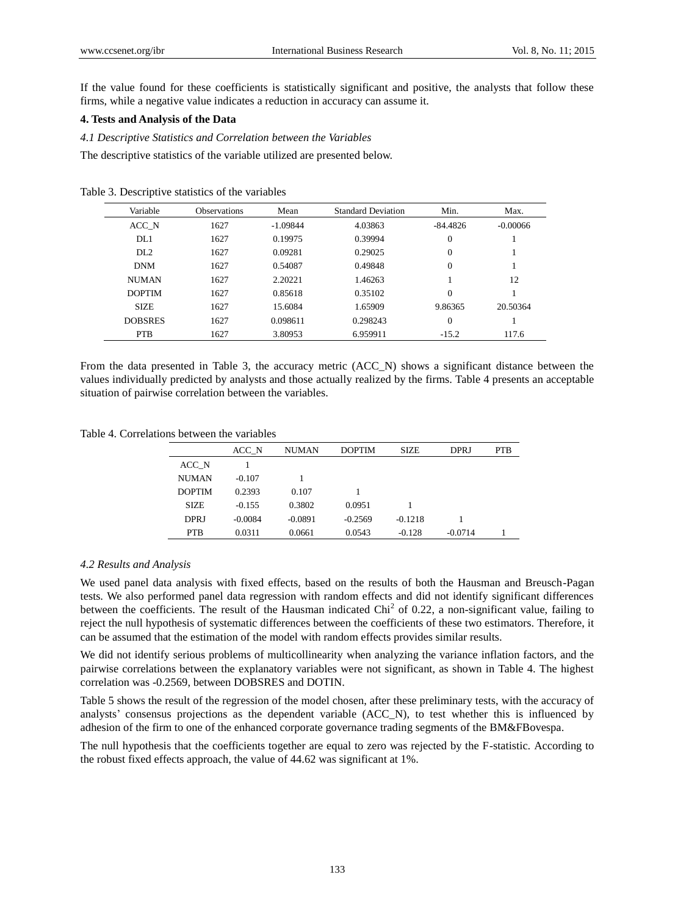If the value found for these coefficients is statistically significant and positive, the analysts that follow these firms, while a negative value indicates a reduction in accuracy can assume it.

## 4. Tests and Analysis of the Data

### *4.1 Descriptive Statistics and Correlation between the Variables*

The descriptive statistics of the variable utilized are presented below.

Table 3. Descriptive statistics of the variables

| Variable | Observations | Mean | Standard Deviation | Min. | Max. |
|---|---|---|---|---|---|
| ACC_N | 1627 | -1.09844 | 4.03863 | -84.4826 | -0.00066 |
| DL1 | 1627 | 0.19975 | 0.39994 | 0 | 1 |
| DL2 | 1627 | 0.09281 | 0.29025 | 0 | 1 |
| DNM | 1627 | 0.54087 | 0.49848 | 0 | 1 |
| NUMAN | 1627 | 2.20221 | 1.46263 | 1 | 12 |
| DOPTIM | 1627 | 0.85618 | 0.35102 | 0 | 1 |
| SIZE | 1627 | 15.6084 | 1.65909 | 9.86365 | 20.50364 |
| DOBSRES | 1627 | 0.098611 | 0.298243 | 0 | 1 |
| PTB | 1627 | 3.80953 | 6.959911 | -15.2 | 117.6 |

From the data presented in Table 3, the accuracy metric (ACC_N) shows a significant distance between the values individually predicted by analysts and those actually realized by the firms. Table 4 presents an acceptable situation of pairwise correlation between the variables.

Table 4. Correlations between the variables

| | ACC_N | NUMAN | DOPTIM | SIZE | DPRJ | PTB |
|---|---|---|---|---|---|---|
| ACC_N | 1 | | | | | |
| NUMAN | -0.107 | 1 | | | | |
| DOPTIM | 0.2393 | 0.107 | 1 | | | |
| SIZE | -0.155 | 0.3802 | 0.0951 | 1 | | |
| DPRJ | -0.0084 | -0.0891 | -0.2569 | -0.1218 | 1 | |
| PTB | 0.0311 | 0.0661 | 0.0543 | -0.128 | -0.0714 | 1 |

### *4.2 Results and Analysis*

We used panel data analysis with fixed effects, based on the results of both the Hausman and Breusch-Pagan tests. We also performed panel data regression with random effects and did not identify significant differences between the coefficients. The result of the Hausman indicated $Chi^2$ of 0.22, a non-significant value, failing to reject the null hypothesis of systematic differences between the coefficients of these two estimators. Therefore, it can be assumed that the estimation of the model with random effects provides similar results.

We did not identify serious problems of multicollinearity when analyzing the variance inflation factors, and the pairwise correlations between the explanatory variables were not significant, as shown in Table 4. The highest correlation was -0.2569, between DOBSRES and DOTIN.

Table 5 shows the result of the regression of the model chosen, after these preliminary tests, with the accuracy of analysts' consensus projections as the dependent variable (ACC_N), to test whether this is influenced by adhesion of the firm to one of the enhanced corporate governance trading segments of the BM&FBovespa.

The null hypothesis that the coefficients together are equal to zero was rejected by the F-statistic. According to the robust fixed effects approach, the value of 44.62 was significant at 1%.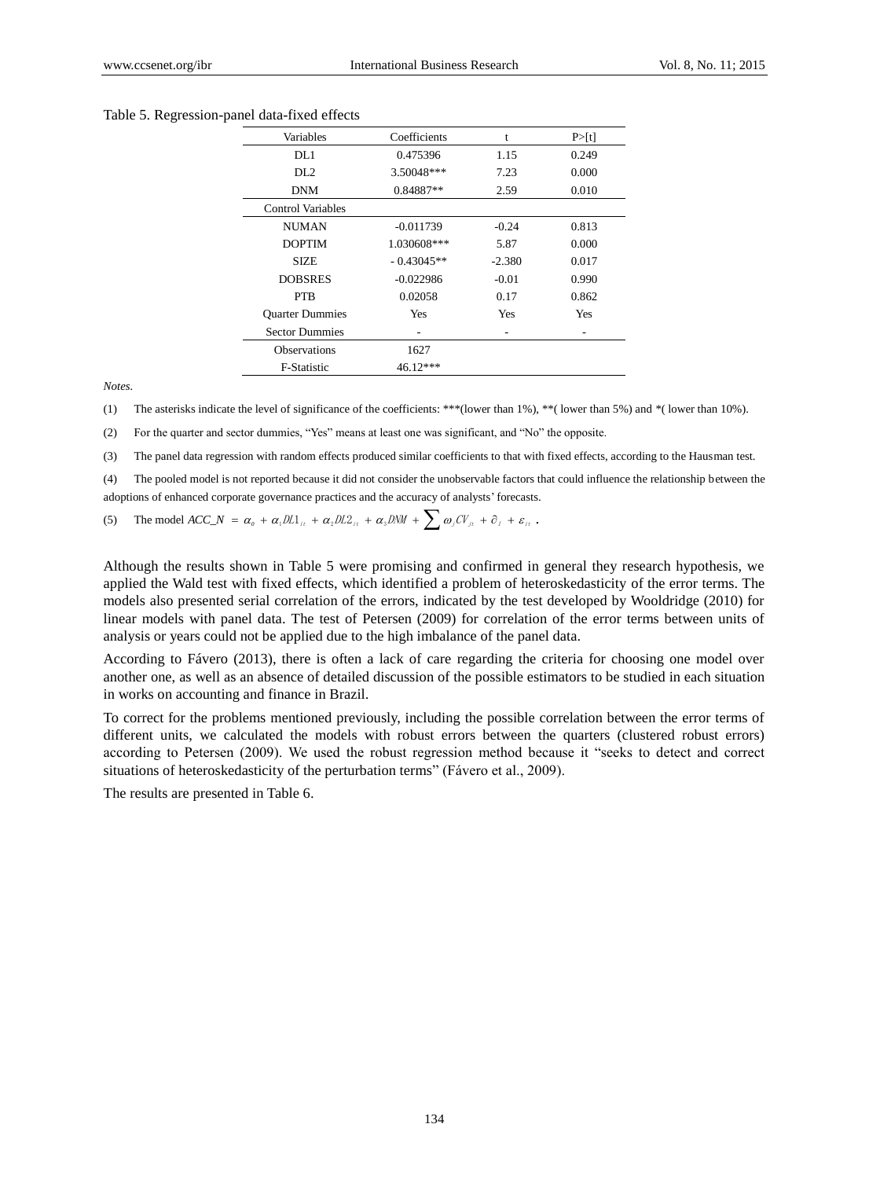Table 5. Regression-panel data-fixed effects

| Variables | Coefficients | t | P>[t] |
|---|---|---|---|
| DL1 | 0.475396 | 1.15 | 0.249 |
| DL2 | 3.50048*** | 7.23 | 0.000 |
| DNM | 0.84887** | 2.59 | 0.010 |
| Control Variables | | | |
| NUMAN | -0.011739 | -0.24 | 0.813 |
| DOPTIM | 1.030608*** | 5.87 | 0.000 |
| SIZE | - 0.43045** | -2.380 | 0.017 |
| DOBSRES | -0.022986 | -0.01 | 0.990 |
| PTB | 0.02058 | 0.17 | 0.862 |
| Quarter Dummies | Yes | Yes | Yes |
| Sector Dummies | - | - | - |
| Observations | 1627 | | |
| F-Statistic | 46.12*** | | |

*Notes.*

(1) The asterisks indicate the level of significance of the coefficients: ***(lower than 1%), **( lower than 5%) and *( lower than 10%).

(2) For the quarter and sector dummies, "Yes" means at least one was significant, and "No" the opposite.

(3) The panel data regression with random effects produced similar coefficients to that with fixed effects, according to the Hausman test.

(4) The pooled model is not reported because it did not consider the unobservable factors that could influence the relationship between the adoptions of enhanced corporate governance practices and the accuracy of analysts' forecasts.

(5) The model $ACC\_N = \alpha_0 + \alpha_1 DL1_{it} + \alpha_2 DL2_{it} + \alpha_3 DNM + \sum \omega_j CV_{jt} + \partial_i + \varepsilon_{it}$.

Although the results shown in Table 5 were promising and confirmed in general they research hypothesis, we applied the Wald test with fixed effects, which identified a problem of heteroskedasticity of the error terms. The models also presented serial correlation of the errors, indicated by the test developed by Wooldridge (2010) for linear models with panel data. The test of Petersen (2009) for correlation of the error terms between units of analysis or years could not be applied due to the high imbalance of the panel data.

According to Fávero (2013), there is often a lack of care regarding the criteria for choosing one model over another one, as well as an absence of detailed discussion of the possible estimators to be studied in each situation in works on accounting and finance in Brazil.

To correct for the problems mentioned previously, including the possible correlation between the error terms of different units, we calculated the models with robust errors between the quarters (clustered robust errors) according to Petersen (2009). We used the robust regression method because it "seeks to detect and correct situations of heteroskedasticity of the perturbation terms" (Fávero et al., 2009).

The results are presented in Table 6.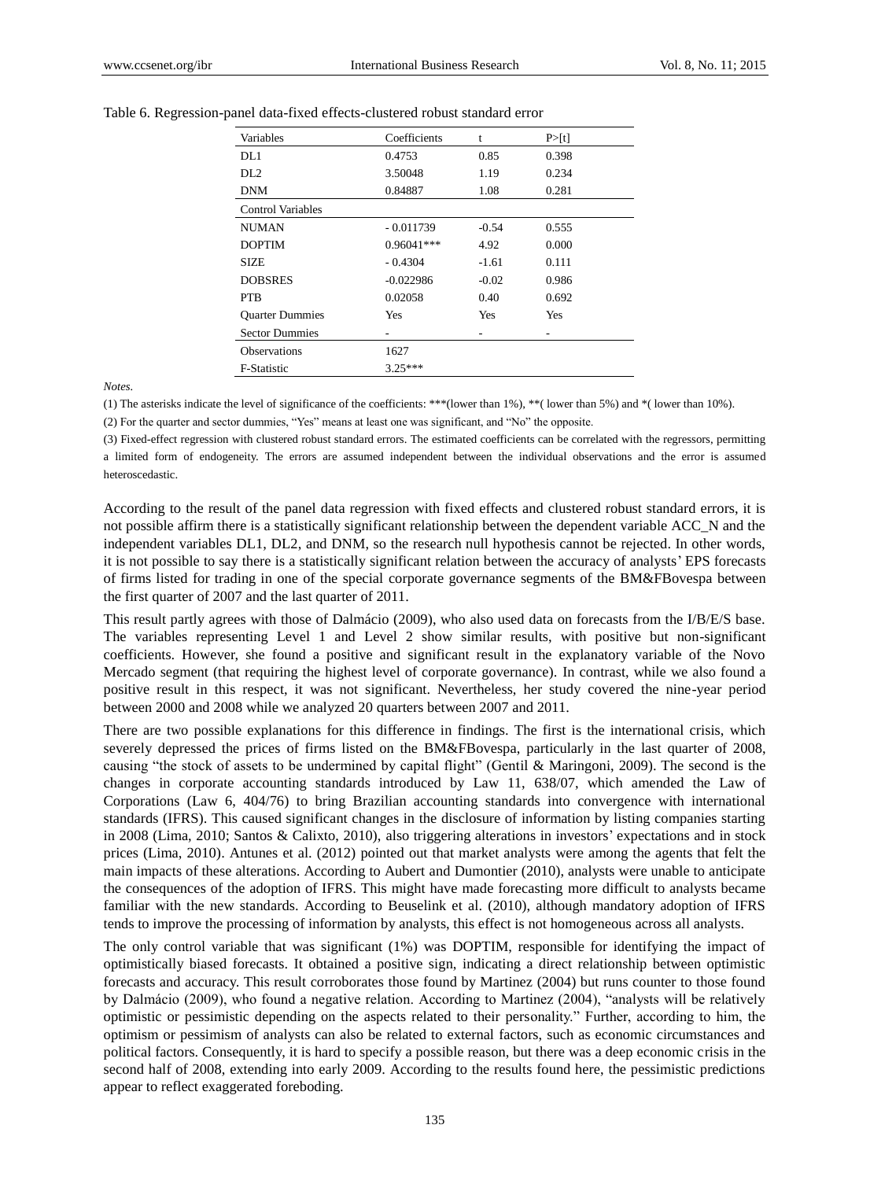Table 6. Regression-panel data-fixed effects-clustered robust standard error

| Variables | Coefficients | t | P>[t] |
|---|---|---|---|
| DL1 | 0.4753 | 0.85 | 0.398 |
| DL2 | 3.50048 | 1.19 | 0.234 |
| DNM | 0.84887 | 1.08 | 0.281 |
| Control Variables | | | |
| NUMAN | - 0.011739 | -0.54 | 0.555 |
| DOPTIM | 0.96041*** | 4.92 | 0.000 |
| SIZE | - 0.4304 | -1.61 | 0.111 |
| DOBSRES | -0.022986 | -0.02 | 0.986 |
| PTB | 0.02058 | 0.40 | 0.692 |
| Quarter Dummies | Yes | Yes | Yes |
| Sector Dummies | - | - | - |
| Observations | 1627 | | |
| F-Statistic | 3.25*** | | |

*Notes.*

(1) The asterisks indicate the level of significance of the coefficients: ***(lower than 1%), **( lower than 5%) and *( lower than 10%).

(2) For the quarter and sector dummies, "Yes" means at least one was significant, and "No" the opposite.

(3) Fixed-effect regression with clustered robust standard errors. The estimated coefficients can be correlated with the regressors, permitting a limited form of endogeneity. The errors are assumed independent between the individual observations and the error is assumed heteroscedastic.

According to the result of the panel data regression with fixed effects and clustered robust standard errors, it is not possible affirm there is a statistically significant relationship between the dependent variable ACC_N and the independent variables DL1, DL2, and DNM, so the research null hypothesis cannot be rejected. In other words, it is not possible to say there is a statistically significant relation between the accuracy of analysts' EPS forecasts of firms listed for trading in one of the special corporate governance segments of the BM&FBovespa between the first quarter of 2007 and the last quarter of 2011.

This result partly agrees with those of Dalmácio (2009), who also used data on forecasts from the I/B/E/S base. The variables representing Level 1 and Level 2 show similar results, with positive but non-significant coefficients. However, she found a positive and significant result in the explanatory variable of the Novo Mercado segment (that requiring the highest level of corporate governance). In contrast, while we also found a positive result in this respect, it was not significant. Nevertheless, her study covered the nine-year period between 2000 and 2008 while we analyzed 20 quarters between 2007 and 2011.

There are two possible explanations for this difference in findings. The first is the international crisis, which severely depressed the prices of firms listed on the BM&FBovespa, particularly in the last quarter of 2008, causing "the stock of assets to be undermined by capital flight" (Gentil & Maringoni, 2009). The second is the changes in corporate accounting standards introduced by Law 11, 638/07, which amended the Law of Corporations (Law 6, 404/76) to bring Brazilian accounting standards into convergence with international standards (IFRS). This caused significant changes in the disclosure of information by listing companies starting in 2008 (Lima, 2010; Santos & Calixto, 2010), also triggering alterations in investors' expectations and in stock prices (Lima, 2010). Antunes et al. (2012) pointed out that market analysts were among the agents that felt the main impacts of these alterations. According to Aubert and Dumontier (2010), analysts were unable to anticipate the consequences of the adoption of IFRS. This might have made forecasting more difficult to analysts became familiar with the new standards. According to Beuselink et al. (2010), although mandatory adoption of IFRS tends to improve the processing of information by analysts, this effect is not homogeneous across all analysts.

The only control variable that was significant (1%) was DOPTIM, responsible for identifying the impact of optimistically biased forecasts. It obtained a positive sign, indicating a direct relationship between optimistic forecasts and accuracy. This result corroborates those found by Martinez (2004) but runs counter to those found by Dalmácio (2009), who found a negative relation. According to Martinez (2004), "analysts will be relatively optimistic or pessimistic depending on the aspects related to their personality." Further, according to him, the optimism or pessimism of analysts can also be related to external factors, such as economic circumstances and political factors. Consequently, it is hard to specify a possible reason, but there was a deep economic crisis in the second half of 2008, extending into early 2009. According to the results found here, the pessimistic predictions appear to reflect exaggerated foreboding.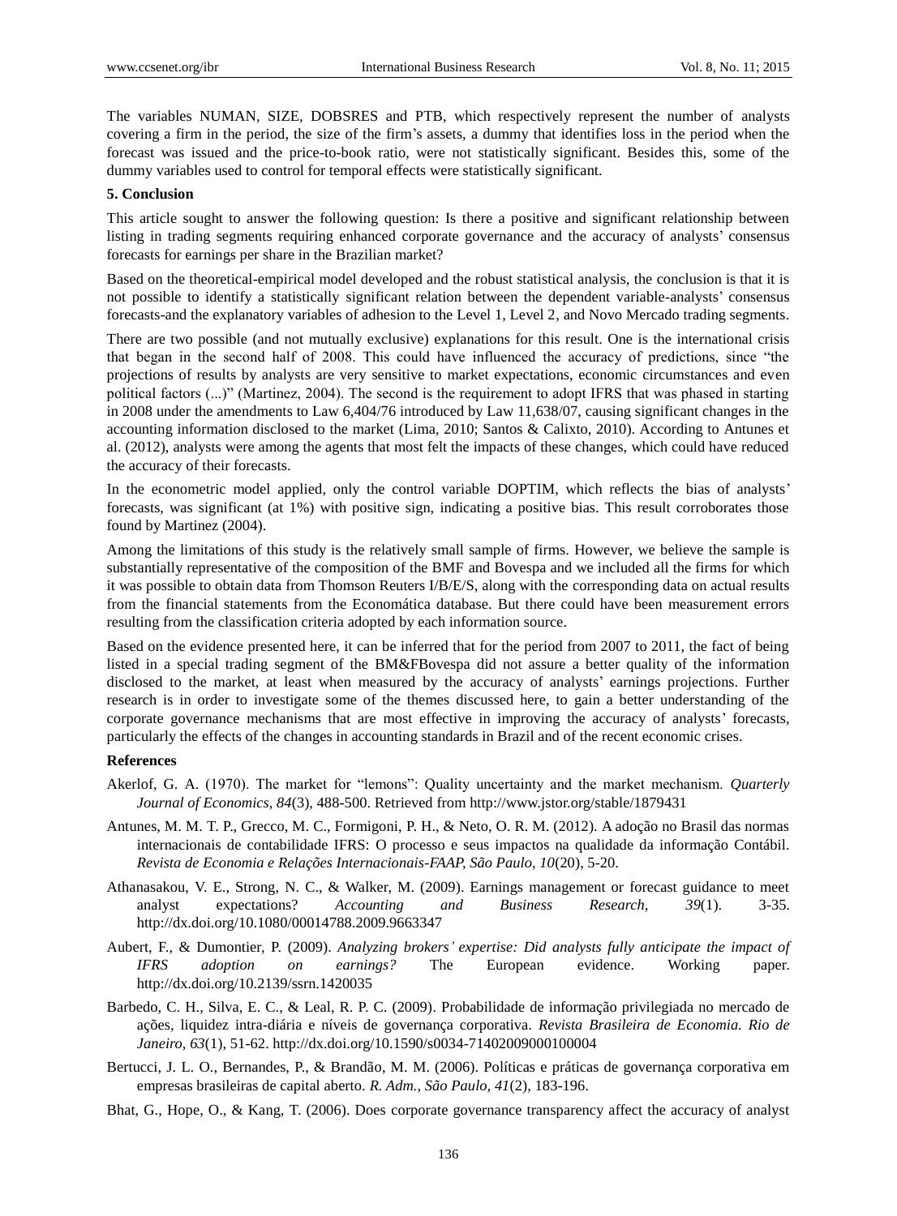The variables NUMAN, SIZE, DOBSRES and PTB, which respectively represent the number of analysts covering a firm in the period, the size of the firm's assets, a dummy that identifies loss in the period when the forecast was issued and the price-to-book ratio, were not statistically significant. Besides this, some of the dummy variables used to control for temporal effects were statistically significant.

## 5. Conclusion

This article sought to answer the following question: Is there a positive and significant relationship between listing in trading segments requiring enhanced corporate governance and the accuracy of analysts' consensus forecasts for earnings per share in the Brazilian market?

Based on the theoretical-empirical model developed and the robust statistical analysis, the conclusion is that it is not possible to identify a statistically significant relation between the dependent variable-analysts' consensus forecasts-and the explanatory variables of adhesion to the Level 1, Level 2, and Novo Mercado trading segments.

There are two possible (and not mutually exclusive) explanations for this result. One is the international crisis that began in the second half of 2008. This could have influenced the accuracy of predictions, since "the projections of results by analysts are very sensitive to market expectations, economic circumstances and even political factors (...)" (Martinez, 2004). The second is the requirement to adopt IFRS that was phased in starting in 2008 under the amendments to Law 6,404/76 introduced by Law 11,638/07, causing significant changes in the accounting information disclosed to the market (Lima, 2010; Santos & Calixto, 2010). According to Antunes et al. (2012), analysts were among the agents that most felt the impacts of these changes, which could have reduced the accuracy of their forecasts.

In the econometric model applied, only the control variable DOPTIM, which reflects the bias of analysts' forecasts, was significant (at 1%) with positive sign, indicating a positive bias. This result corroborates those found by Martinez (2004).

Among the limitations of this study is the relatively small sample of firms. However, we believe the sample is substantially representative of the composition of the BMF and Bovespa and we included all the firms for which it was possible to obtain data from Thomson Reuters I/B/E/S, along with the corresponding data on actual results from the financial statements from the Economática database. But there could have been measurement errors resulting from the classification criteria adopted by each information source.

Based on the evidence presented here, it can be inferred that for the period from 2007 to 2011, the fact of being listed in a special trading segment of the BM&FBovespa did not assure a better quality of the information disclosed to the market, at least when measured by the accuracy of analysts' earnings projections. Further research is in order to investigate some of the themes discussed here, to gain a better understanding of the corporate governance mechanisms that are most effective in improving the accuracy of analysts' forecasts, particularly the effects of the changes in accounting standards in Brazil and of the recent economic crises.

## References

Akerlof, G. A. (1970). The market for "lemons": Quality uncertainty and the market mechanism. *Quarterly Journal of Economics, 84*(3), 488-500. Retrieved from http://www.jstor.org/stable/1879431

Antunes, M. M. T. P., Grecco, M. C., Formigoni, P. H., & Neto, O. R. M. (2012). A adoção no Brasil das normas internacionais de contabilidade IFRS: O processo e seus impactos na qualidade da informação Contábil. *Revista de Economia e Relações Internacionais-FAAP, São Paulo, 10*(20), 5-20.

Athanasakou, V. E., Strong, N. C., & Walker, M. (2009). Earnings management or forecast guidance to meet analyst expectations? *Accounting and Business Research, 39*(1). 3-35. http://dx.doi.org/10.1080/00014788.2009.9663347

Aubert, F., & Dumontier, P. (2009). *Analyzing brokers' expertise: Did analysts fully anticipate the impact of IFRS adoption on earnings?* The European evidence. Working paper. http://dx.doi.org/10.2139/ssrn.1420035

Barbedo, C. H., Silva, E. C., & Leal, R. P. C. (2009). Probabilidade de informação privilegiada no mercado de ações, liquidez intra-diária e níveis de governança corporativa. *Revista Brasileira de Economia. Rio de Janeiro, 63*(1), 51-62. http://dx.doi.org/10.1590/s0034-71402009000100004

Bertucci, J. L. O., Bernandes, P., & Brandão, M. M. (2006). Políticas e práticas de governança corporativa em empresas brasileiras de capital aberto. *R. Adm., São Paulo, 41*(2), 183-196.

Bhat, G., Hope, O., & Kang, T. (2006). Does corporate governance transparency affect the accuracy of analyst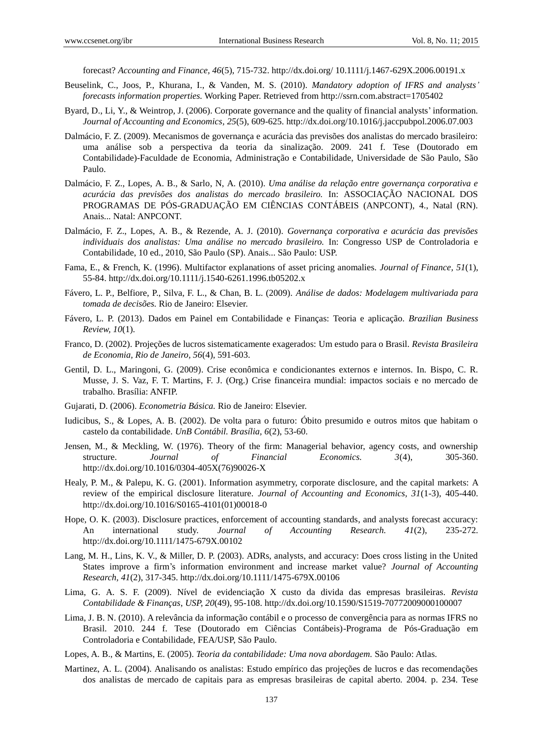forecast? *Accounting and Finance, 46*(5), 715-732. http://dx.doi.org/ 10.1111/j.1467-629X.2006.00191.x

Beuselink, C., Joos, P., Khurana, I., & Vanden, M. S. (2010). *Mandatory adoption of IFRS and analysts' forecasts information properties.* Working Paper. Retrieved from http://ssrn.com.abstract=1705402

Byard, D., Li, Y., & Weintrop, J. (2006). Corporate governance and the quality of financial analysts' information. *Journal of Accounting and Economics, 25*(5), 609-625. http://dx.doi.org/10.1016/j.jaccpubpol.2006.07.003

Dalmácio, F. Z. (2009). Mecanismos de governança e acurácia das previsões dos analistas do mercado brasileiro: uma análise sob a perspectiva da teoria da sinalização. 2009. 241 f. Tese (Doutorado em Contabilidade)-Faculdade de Economia, Administração e Contabilidade, Universidade de São Paulo, São Paulo.

Dalmácio, F. Z., Lopes, A. B., & Sarlo, N, A. (2010). *Uma análise da relação entre governança corporativa e acurácia das previsões dos analistas do mercado brasileiro.* In: ASSOCIAÇÃO NACIONAL DOS PROGRAMAS DE PÓS-GRADUAÇÃO EM CIÊNCIAS CONTÁBEIS (ANPCONT), 4., Natal (RN). Anais... Natal: ANPCONT.

Dalmácio, F. Z., Lopes, A. B., & Rezende, A. J. (2010). *Governança corporativa e acurácia das previsões individuais dos analistas: Uma análise no mercado brasileiro.* In: Congresso USP de Controladoria e Contabilidade, 10 ed., 2010, São Paulo (SP). Anais... São Paulo: USP.

Fama, E., & French, K. (1996). Multifactor explanations of asset pricing anomalies. *Journal of Finance, 51*(1), 55-84. http://dx.doi.org/10.1111/j.1540-6261.1996.tb05202.x

Fávero, L. P., Belfiore, P., Silva, F. L., & Chan, B. L. (2009). *Análise de dados: Modelagem multivariada para tomada de decisões.* Rio de Janeiro: Elsevier.

Fávero, L. P. (2013). Dados em Painel em Contabilidade e Finanças: Teoria e aplicação. *Brazilian Business Review, 10*(1).

Franco, D. (2002). Projeções de lucros sistematicamente exagerados: Um estudo para o Brasil. *Revista Brasileira de Economia, Rio de Janeiro, 56*(4), 591-603.

Gentil, D. L., Maringoni, G. (2009). Crise econômica e condicionantes externos e internos. In. Bispo, C. R. Musse, J. S. Vaz, F. T. Martins, F. J. (Org.) Crise financeira mundial: impactos sociais e no mercado de trabalho. Brasília: ANFIP.

Gujarati, D. (2006). *Econometria Básica.* Rio de Janeiro: Elsevier.

Iudicibus, S., & Lopes, A. B. (2002). De volta para o futuro: Óbito presumido e outros mitos que habitam o castelo da contabilidade. *UnB Contábil. Brasília, 6*(2), 53-60.

Jensen, M., & Meckling, W. (1976). Theory of the firm: Managerial behavior, agency costs, and ownership structure. *Journal of Financial Economics. 3*(4), 305-360. http://dx.doi.org/10.1016/0304-405X(76)90026-X

Healy, P. M., & Palepu, K. G. (2001). Information asymmetry, corporate disclosure, and the capital markets: A review of the empirical disclosure literature. *Journal of Accounting and Economics, 31*(1-3), 405-440. http://dx.doi.org/10.1016/S0165-4101(01)00018-0

Hope, O. K. (2003). Disclosure practices, enforcement of accounting standards, and analysts forecast accuracy: An international study. *Journal of Accounting Research. 41*(2), 235-272. http://dx.doi.org/10.1111/1475-679X.00102

Lang, M. H., Lins, K. V., & Miller, D. P. (2003). ADRs, analysts, and accuracy: Does cross listing in the United States improve a firm's information environment and increase market value? *Journal of Accounting Research, 41*(2), 317-345. http://dx.doi.org/10.1111/1475-679X.00106

Lima, G. A. S. F. (2009). Nível de evidenciação X custo da divida das empresas brasileiras. *Revista Contabilidade & Finanças, USP, 20*(49), 95-108. http://dx.doi.org/10.1590/S1519-70772009000100007

Lima, J. B. N. (2010). A relevância da informação contábil e o processo de convergência para as normas IFRS no Brasil. 2010. 244 f. Tese (Doutorado em Ciências Contábeis)-Programa de Pós-Graduação em Controladoria e Contabilidade, FEA/USP, São Paulo.

Lopes, A. B., & Martins, E. (2005). *Teoria da contabilidade: Uma nova abordagem.* São Paulo: Atlas.

Martinez, A. L. (2004). Analisando os analistas: Estudo empírico das projeções de lucros e das recomendações dos analistas de mercado de capitais para as empresas brasileiras de capital aberto. 2004. p. 234. Tese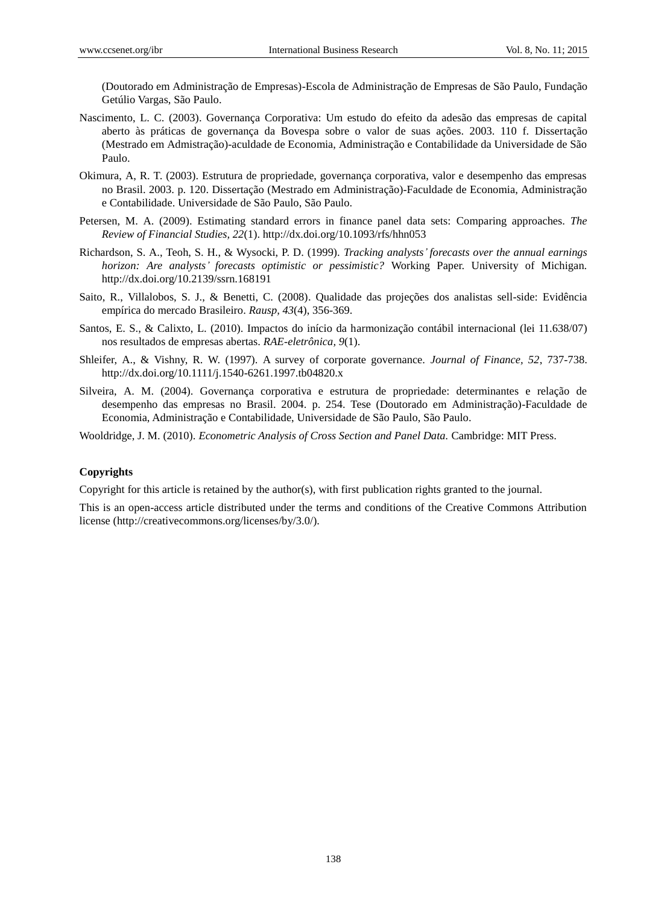(Doutorado em Administração de Empresas)-Escola de Administração de Empresas de São Paulo, Fundação Getúlio Vargas, São Paulo.

Nascimento, L. C. (2003). Governança Corporativa: Um estudo do efeito da adesão das empresas de capital aberto às práticas de governança da Bovespa sobre o valor de suas ações. 2003. 110 f. Dissertação (Mestrado em Admistração)-aculdade de Economia, Administração e Contabilidade da Universidade de São Paulo.

Okimura, A, R. T. (2003). Estrutura de propriedade, governança corporativa, valor e desempenho das empresas no Brasil. 2003. p. 120. Dissertação (Mestrado em Administração)-Faculdade de Economia, Administração e Contabilidade. Universidade de São Paulo, São Paulo.

Petersen, M. A. (2009). Estimating standard errors in finance panel data sets: Comparing approaches. *The Review of Financial Studies, 22*(1). http://dx.doi.org/10.1093/rfs/hhn053

Richardson, S. A., Teoh, S. H., & Wysocki, P. D. (1999). *Tracking analysts' forecasts over the annual earnings horizon: Are analysts' forecasts optimistic or pessimistic?* Working Paper. University of Michigan. http://dx.doi.org/10.2139/ssrn.168191

Saito, R., Villalobos, S. J., & Benetti, C. (2008). Qualidade das projeções dos analistas sell-side: Evidência empírica do mercado Brasileiro. *Rausp, 43*(4), 356-369.

Santos, E. S., & Calixto, L. (2010). Impactos do início da harmonização contábil internacional (lei 11.638/07) nos resultados de empresas abertas. *RAE-eletrônica, 9*(1).

Shleifer, A., & Vishny, R. W. (1997). A survey of corporate governance. *Journal of Finance, 52*, 737-738. http://dx.doi.org/10.1111/j.1540-6261.1997.tb04820.x

Silveira, A. M. (2004). Governança corporativa e estrutura de propriedade: determinantes e relação de desempenho das empresas no Brasil. 2004. p. 254. Tese (Doutorado em Administração)-Faculdade de Economia, Administração e Contabilidade, Universidade de São Paulo, São Paulo.

Wooldridge, J. M. (2010). *Econometric Analysis of Cross Section and Panel Data.* Cambridge: MIT Press.

**Copyrights**

Copyright for this article is retained by the author(s), with first publication rights granted to the journal.

This is an open-access article distributed under the terms and conditions of the Creative Commons Attribution license (http://creativecommons.org/licenses/by/3.0/).